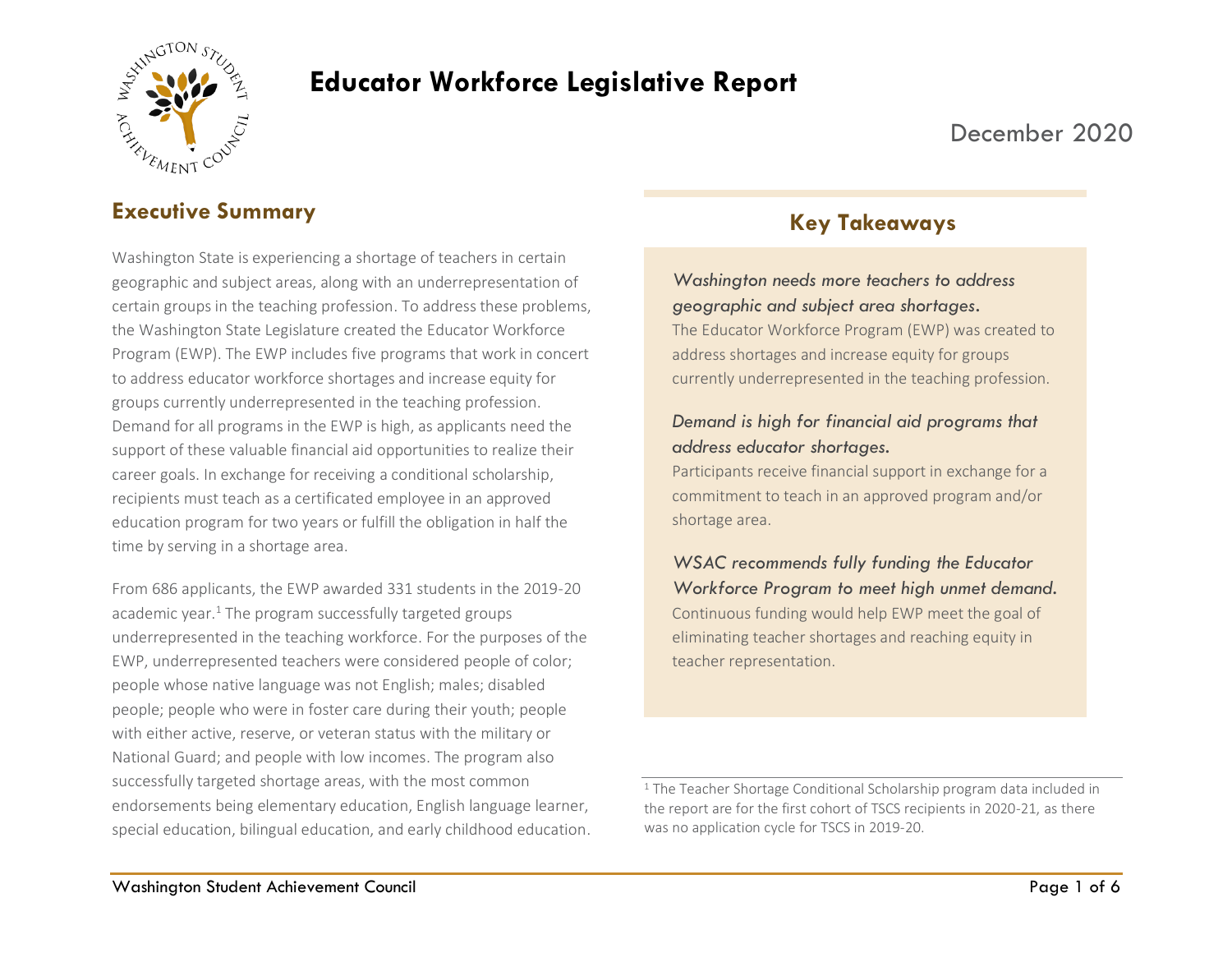# Educator Workforce Legislative Report

December 2020

## Executive Summary

Washington State is experiencing a shortage of teachers in certain geographic and subject areas, along with an underrepresentation of certain groups in the teaching profession. To address these problems, the Washington State Legislature created the Educator Workforce Program (EWP). The EWP includes five programs that work in concert to address educator workforce shortages and increase equity for groups currently underrepresented in the teaching profession. Demand for all programs in the EWP is high, as applicants need the support of these valuable financial aid opportunities to realize their career goals. In exchange for receiving a conditional scholarship, recipients must teach as a certificated employee in an approved education program for two years or fulfill the obligation in half the time by serving in a shortage area.

From 686 applicants, the EWP awarded 331 students in the 2019-20 academic year.[1] The program successfully targeted groups underrepresented in the teaching workforce. For the purposes of the EWP, underrepresented teachers were considered people of color; people whose native language was not English; males; disabled people; people who were in foster care during their youth; people with either active, reserve, or veteran status with the military or National Guard; and people with low incomes. The program also successfully targeted shortage areas, with the most common endorsements being elementary education, English language learner, special education, bilingual education, and early childhood education.

## Key Takeaways

*Washington needs more teachers to address geographic and subject area shortages.*
The Educator Workforce Program (EWP) was created to address shortages and increase equity for groups currently underrepresented in the teaching profession.

*Demand is high for financial aid programs that address educator shortages.*
Participants receive financial support in exchange for a commitment to teach in an approved program and/or shortage area.

*WSAC recommends fully funding the Educator Workforce Program to meet high unmet demand.*
Continuous funding would help EWP meet the goal of eliminating teacher shortages and reaching equity in teacher representation.

[1] The Teacher Shortage Conditional Scholarship program data included in the report are for the first cohort of TSCS recipients in 2020-21, as there was no application cycle for TSCS in 2019-20.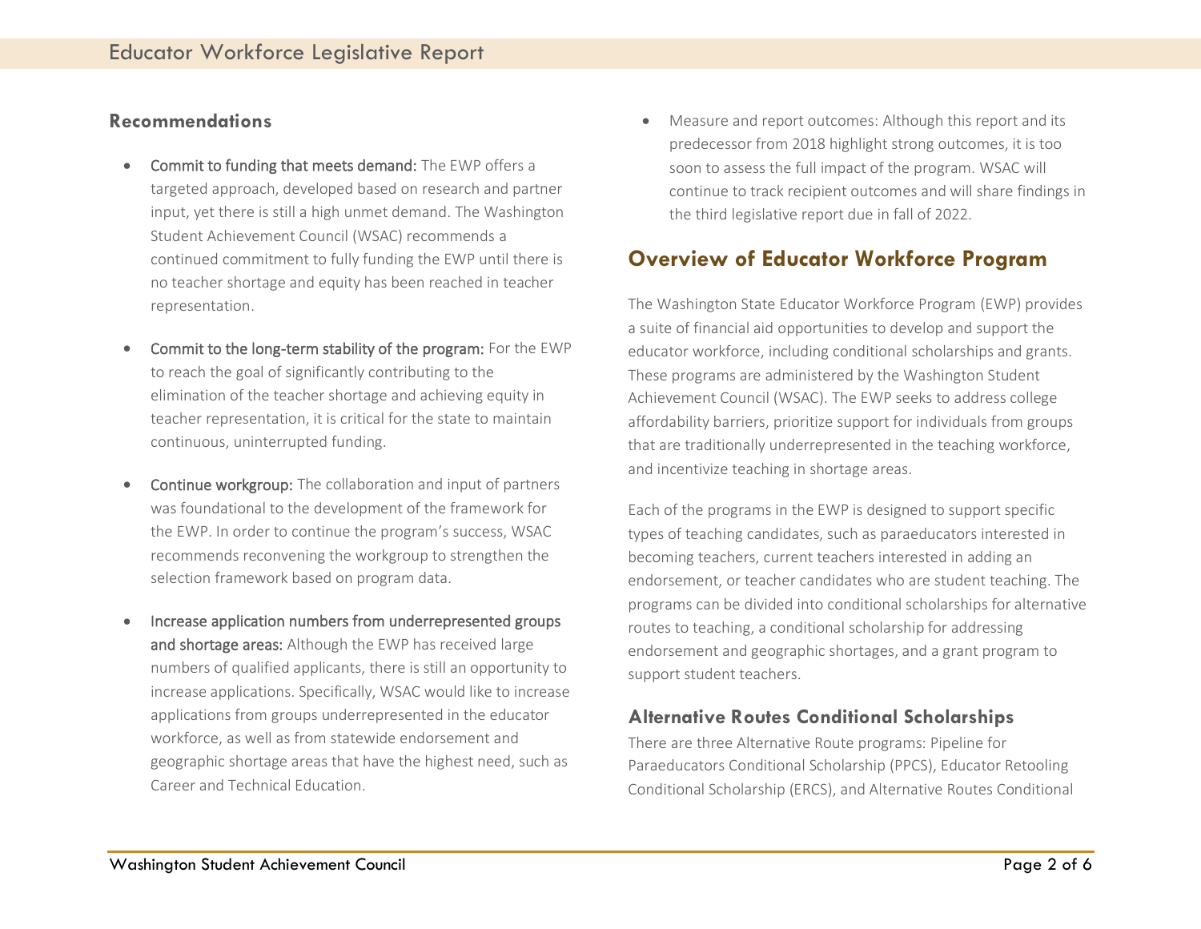## Recommendations

- Commit to funding that meets demand: The EWP offers a targeted approach, developed based on research and partner input, yet there is still a high unmet demand. The Washington Student Achievement Council (WSAC) recommends a continued commitment to fully funding the EWP until there is no teacher shortage and equity has been reached in teacher representation.

- Commit to the long-term stability of the program: For the EWP to reach the goal of significantly contributing to the elimination of the teacher shortage and achieving equity in teacher representation, it is critical for the state to maintain continuous, uninterrupted funding.

- Continue workgroup: The collaboration and input of partners was foundational to the development of the framework for the EWP. In order to continue the program's success, WSAC recommends reconvening the workgroup to strengthen the selection framework based on program data.

- Increase application numbers from underrepresented groups and shortage areas: Although the EWP has received large numbers of qualified applicants, there is still an opportunity to increase applications. Specifically, WSAC would like to increase applications from groups underrepresented in the educator workforce, as well as from statewide endorsement and geographic shortage areas that have the highest need, such as Career and Technical Education.

- Measure and report outcomes: Although this report and its predecessor from 2018 highlight strong outcomes, it is too soon to assess the full impact of the program. WSAC will continue to track recipient outcomes and will share findings in the third legislative report due in fall of 2022.

## Overview of Educator Workforce Program

The Washington State Educator Workforce Program (EWP) provides a suite of financial aid opportunities to develop and support the educator workforce, including conditional scholarships and grants. These programs are administered by the Washington Student Achievement Council (WSAC). The EWP seeks to address college affordability barriers, prioritize support for individuals from groups that are traditionally underrepresented in the teaching workforce, and incentivize teaching in shortage areas.

Each of the programs in the EWP is designed to support specific types of teaching candidates, such as paraeducators interested in becoming teachers, current teachers interested in adding an endorsement, or teacher candidates who are student teaching. The programs can be divided into conditional scholarships for alternative routes to teaching, a conditional scholarship for addressing endorsement and geographic shortages, and a grant program to support student teachers.

### Alternative Routes Conditional Scholarships

There are three Alternative Route programs: Pipeline for Paraeducators Conditional Scholarship (PPCS), Educator Retooling Conditional Scholarship (ERCS), and Alternative Routes Conditional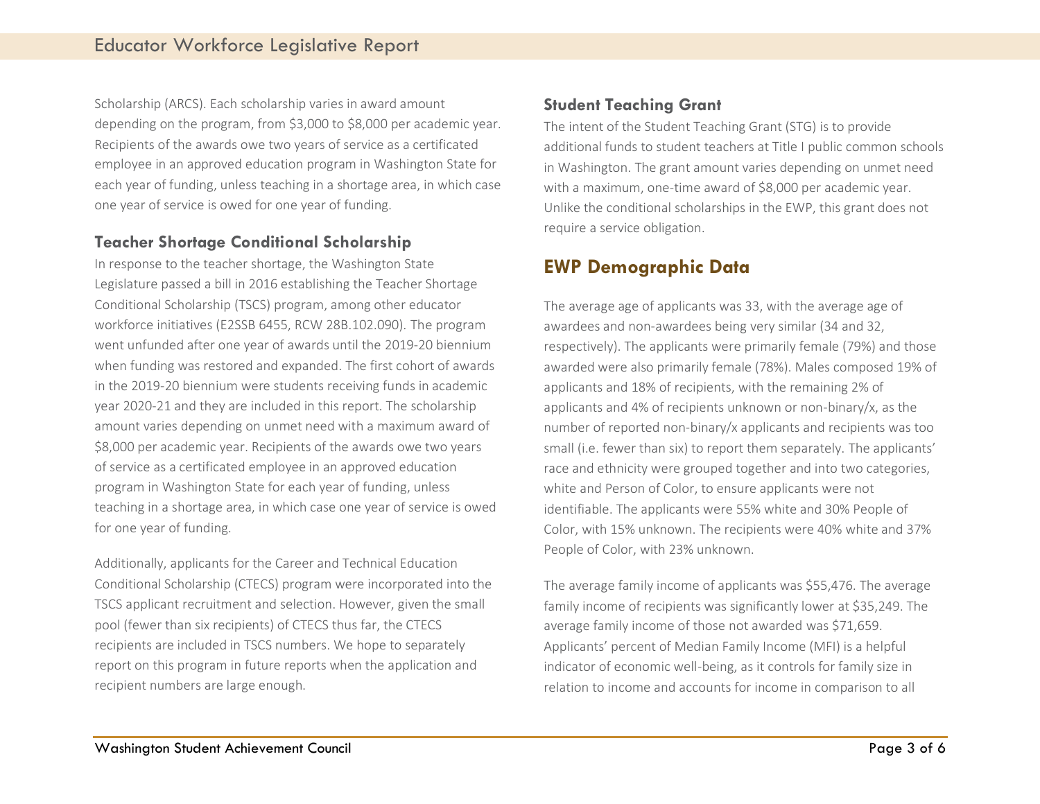Scholarship (ARCS). Each scholarship varies in award amount depending on the program, from $3,000 to $8,000 per academic year. Recipients of the awards owe two years of service as a certificated employee in an approved education program in Washington State for each year of funding, unless teaching in a shortage area, in which case one year of service is owed for one year of funding.

### Teacher Shortage Conditional Scholarship

In response to the teacher shortage, the Washington State Legislature passed a bill in 2016 establishing the Teacher Shortage Conditional Scholarship (TSCS) program, among other educator workforce initiatives (E2SSB 6455, RCW 28B.102.090). The program went unfunded after one year of awards until the 2019-20 biennium when funding was restored and expanded. The first cohort of awards in the 2019-20 biennium were students receiving funds in academic year 2020-21 and they are included in this report. The scholarship amount varies depending on unmet need with a maximum award of $8,000 per academic year. Recipients of the awards owe two years of service as a certificated employee in an approved education program in Washington State for each year of funding, unless teaching in a shortage area, in which case one year of service is owed for one year of funding.

Additionally, applicants for the Career and Technical Education Conditional Scholarship (CTECS) program were incorporated into the TSCS applicant recruitment and selection. However, given the small pool (fewer than six recipients) of CTECS thus far, the CTECS recipients are included in TSCS numbers. We hope to separately report on this program in future reports when the application and recipient numbers are large enough.

### Student Teaching Grant

The intent of the Student Teaching Grant (STG) is to provide additional funds to student teachers at Title I public common schools in Washington. The grant amount varies depending on unmet need with a maximum, one-time award of $8,000 per academic year. Unlike the conditional scholarships in the EWP, this grant does not require a service obligation.

## EWP Demographic Data

The average age of applicants was 33, with the average age of awardees and non-awardees being very similar (34 and 32, respectively). The applicants were primarily female (79%) and those awarded were also primarily female (78%). Males composed 19% of applicants and 18% of recipients, with the remaining 2% of applicants and 4% of recipients unknown or non-binary/x, as the number of reported non-binary/x applicants and recipients was too small (i.e. fewer than six) to report them separately. The applicants' race and ethnicity were grouped together and into two categories, white and Person of Color, to ensure applicants were not identifiable. The applicants were 55% white and 30% People of Color, with 15% unknown. The recipients were 40% white and 37% People of Color, with 23% unknown.

The average family income of applicants was $55,476. The average family income of recipients was significantly lower at $35,249. The average family income of those not awarded was $71,659. Applicants' percent of Median Family Income (MFI) is a helpful indicator of economic well-being, as it controls for family size in relation to income and accounts for income in comparison to all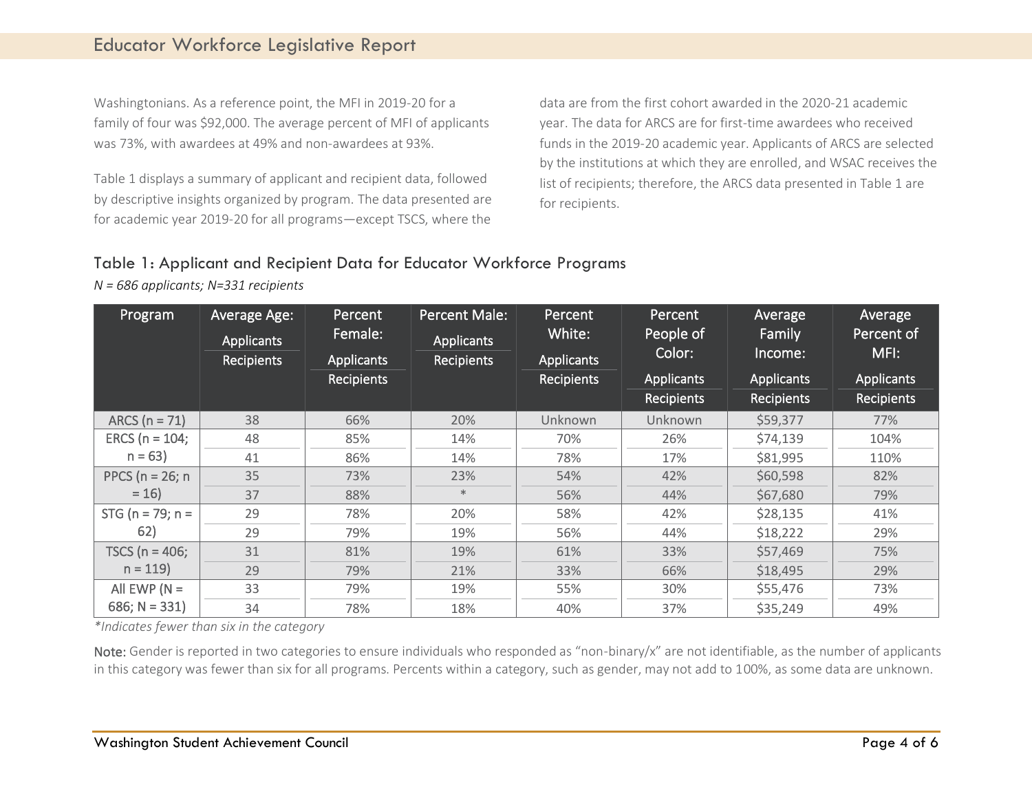Washingtonians. As a reference point, the MFI in 2019-20 for a family of four was $92,000. The average percent of MFI of applicants was 73%, with awardees at 49% and non-awardees at 93%.

Table 1 displays a summary of applicant and recipient data, followed by descriptive insights organized by program. The data presented are for academic year 2019-20 for all programs—except TSCS, where the data are from the first cohort awarded in the 2020-21 academic year. The data for ARCS are for first-time awardees who received funds in the 2019-20 academic year. Applicants of ARCS are selected by the institutions at which they are enrolled, and WSAC receives the list of recipients; therefore, the ARCS data presented in Table 1 are for recipients.

### Table 1: Applicant and Recipient Data for Educator Workforce Programs

*N = 686 applicants; N=331 recipients*

| Program | Average Age: Applicants / Recipients | Percent Female: Applicants / Recipients | Percent Male: Applicants / Recipients | Percent White: Applicants / Recipients | Percent People of Color: Applicants / Recipients | Average Family Income: Applicants / Recipients | Average Percent of MFI: Applicants / Recipients |
|---|---|---|---|---|---|---|---|
| ARCS (n = 71) | 38 | 66% | 20% | Unknown | Unknown | $59,377 | 77% |
| ERCS (n = 104; n = 63) | 48 | 85% | 14% | 70% | 26% | $74,139 | 104% |
| | 41 | 86% | 14% | 78% | 17% | $81,995 | 110% |
| PPCS (n = 26; n = 16) | 35 | 73% | 23% | 54% | 42% | $60,598 | 82% |
| | 37 | 88% | * | 56% | 44% | $67,680 | 79% |
| STG (n = 79; n = 62) | 29 | 78% | 20% | 58% | 42% | $28,135 | 41% |
| | 29 | 79% | 19% | 56% | 44% | $18,222 | 29% |
| TSCS (n = 406; n = 119) | 31 | 81% | 19% | 61% | 33% | $57,469 | 75% |
| | 29 | 79% | 21% | 33% | 66% | $18,495 | 29% |
| All EWP (N = 686; N = 331) | 33 | 79% | 19% | 55% | 30% | $55,476 | 73% |
| | 34 | 78% | 18% | 40% | 37% | $35,249 | 49% |

*\*Indicates fewer than six in the category*

**Note:** Gender is reported in two categories to ensure individuals who responded as "non-binary/x" are not identifiable, as the number of applicants in this category was fewer than six for all programs. Percents within a category, such as gender, may not add to 100%, as some data are unknown.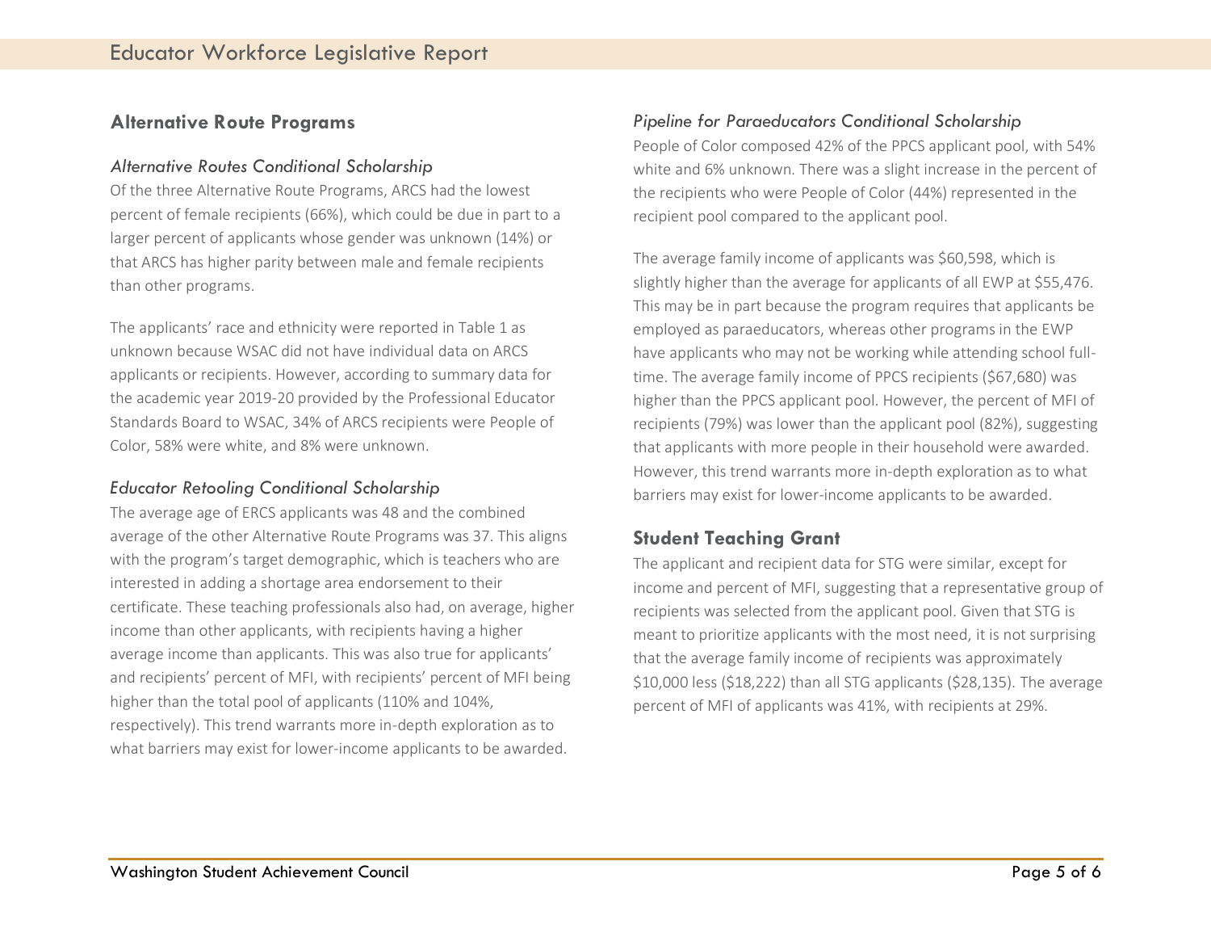## Alternative Route Programs

### *Alternative Routes Conditional Scholarship*

Of the three Alternative Route Programs, ARCS had the lowest percent of female recipients (66%), which could be due in part to a larger percent of applicants whose gender was unknown (14%) or that ARCS has higher parity between male and female recipients than other programs.

The applicants' race and ethnicity were reported in Table 1 as unknown because WSAC did not have individual data on ARCS applicants or recipients. However, according to summary data for the academic year 2019-20 provided by the Professional Educator Standards Board to WSAC, 34% of ARCS recipients were People of Color, 58% were white, and 8% were unknown.

### *Educator Retooling Conditional Scholarship*

The average age of ERCS applicants was 48 and the combined average of the other Alternative Route Programs was 37. This aligns with the program's target demographic, which is teachers who are interested in adding a shortage area endorsement to their certificate. These teaching professionals also had, on average, higher income than other applicants, with recipients having a higher average income than applicants. This was also true for applicants' and recipients' percent of MFI, with recipients' percent of MFI being higher than the total pool of applicants (110% and 104%, respectively). This trend warrants more in-depth exploration as to what barriers may exist for lower-income applicants to be awarded.

### *Pipeline for Paraeducators Conditional Scholarship*

People of Color composed 42% of the PPCS applicant pool, with 54% white and 6% unknown. There was a slight increase in the percent of the recipients who were People of Color (44%) represented in the recipient pool compared to the applicant pool.

The average family income of applicants was $60,598, which is slightly higher than the average for applicants of all EWP at $55,476. This may be in part because the program requires that applicants be employed as paraeducators, whereas other programs in the EWP have applicants who may not be working while attending school full-time. The average family income of PPCS recipients ($67,680) was higher than the PPCS applicant pool. However, the percent of MFI of recipients (79%) was lower than the applicant pool (82%), suggesting that applicants with more people in their household were awarded. However, this trend warrants more in-depth exploration as to what barriers may exist for lower-income applicants to be awarded.

## Student Teaching Grant

The applicant and recipient data for STG were similar, except for income and percent of MFI, suggesting that a representative group of recipients was selected from the applicant pool. Given that STG is meant to prioritize applicants with the most need, it is not surprising that the average family income of recipients was approximately $10,000 less ($18,222) than all STG applicants ($28,135). The average percent of MFI of applicants was 41%, with recipients at 29%.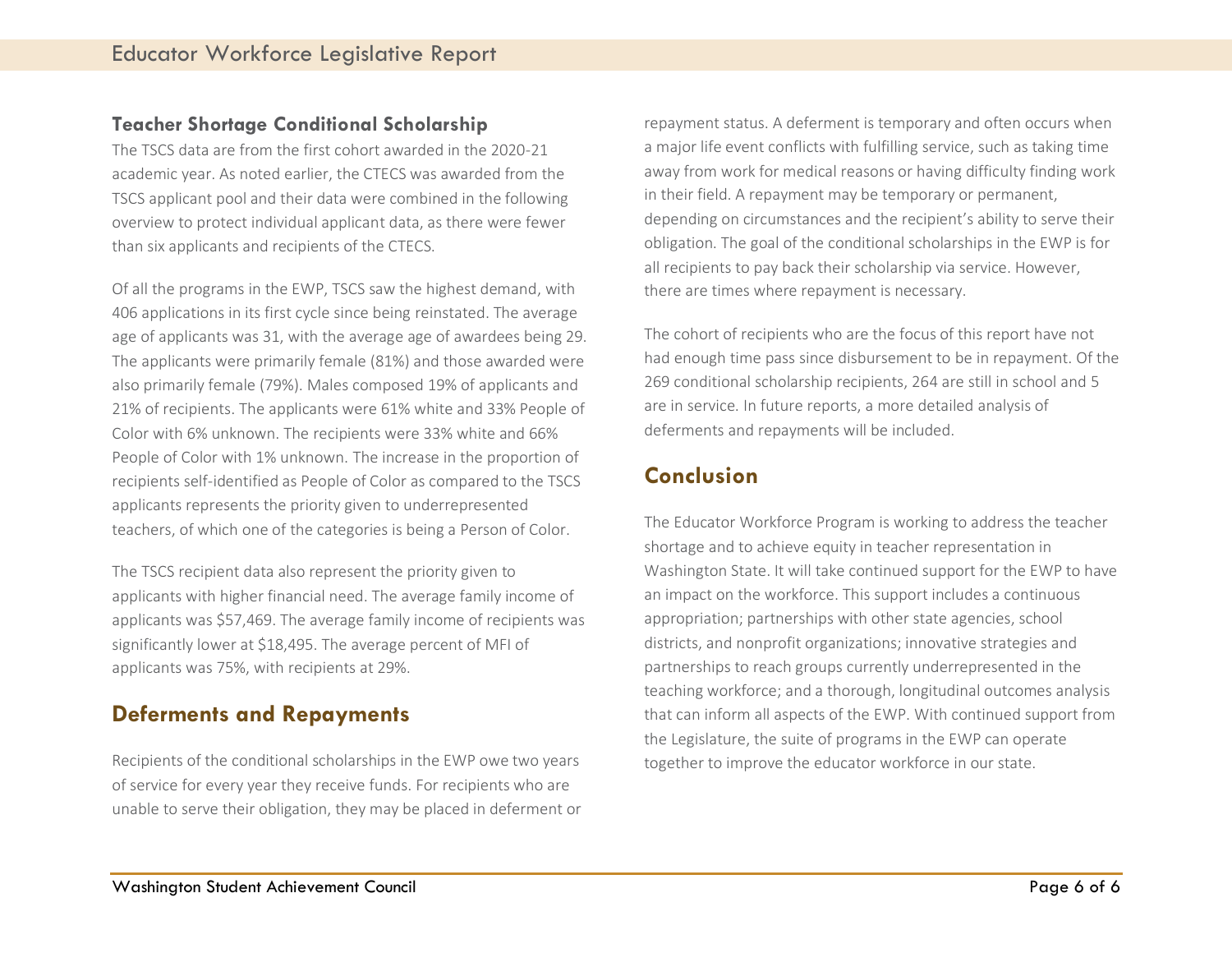### Teacher Shortage Conditional Scholarship

The TSCS data are from the first cohort awarded in the 2020-21 academic year. As noted earlier, the CTECS was awarded from the TSCS applicant pool and their data were combined in the following overview to protect individual applicant data, as there were fewer than six applicants and recipients of the CTECS.

Of all the programs in the EWP, TSCS saw the highest demand, with 406 applications in its first cycle since being reinstated. The average age of applicants was 31, with the average age of awardees being 29. The applicants were primarily female (81%) and those awarded were also primarily female (79%). Males composed 19% of applicants and 21% of recipients. The applicants were 61% white and 33% People of Color with 6% unknown. The recipients were 33% white and 66% People of Color with 1% unknown. The increase in the proportion of recipients self-identified as People of Color as compared to the TSCS applicants represents the priority given to underrepresented teachers, of which one of the categories is being a Person of Color.

The TSCS recipient data also represent the priority given to applicants with higher financial need. The average family income of applicants was $57,469. The average family income of recipients was significantly lower at $18,495. The average percent of MFI of applicants was 75%, with recipients at 29%.

## Deferments and Repayments

Recipients of the conditional scholarships in the EWP owe two years of service for every year they receive funds. For recipients who are unable to serve their obligation, they may be placed in deferment or repayment status. A deferment is temporary and often occurs when a major life event conflicts with fulfilling service, such as taking time away from work for medical reasons or having difficulty finding work in their field. A repayment may be temporary or permanent, depending on circumstances and the recipient's ability to serve their obligation. The goal of the conditional scholarships in the EWP is for all recipients to pay back their scholarship via service. However, there are times where repayment is necessary.

The cohort of recipients who are the focus of this report have not had enough time pass since disbursement to be in repayment. Of the 269 conditional scholarship recipients, 264 are still in school and 5 are in service. In future reports, a more detailed analysis of deferments and repayments will be included.

## Conclusion

The Educator Workforce Program is working to address the teacher shortage and to achieve equity in teacher representation in Washington State. It will take continued support for the EWP to have an impact on the workforce. This support includes a continuous appropriation; partnerships with other state agencies, school districts, and nonprofit organizations; innovative strategies and partnerships to reach groups currently underrepresented in the teaching workforce; and a thorough, longitudinal outcomes analysis that can inform all aspects of the EWP. With continued support from the Legislature, the suite of programs in the EWP can operate together to improve the educator workforce in our state.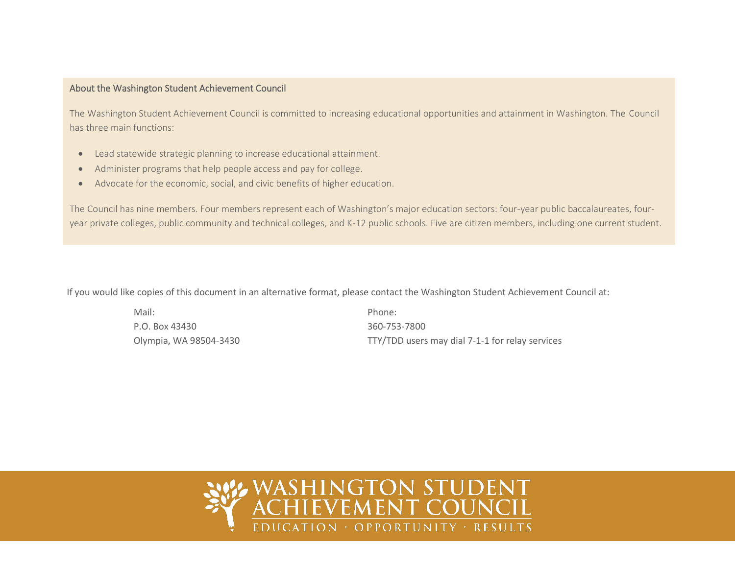### About the Washington Student Achievement Council

The Washington Student Achievement Council is committed to increasing educational opportunities and attainment in Washington. The Council has three main functions:

- Lead statewide strategic planning to increase educational attainment.
- Administer programs that help people access and pay for college.
- Advocate for the economic, social, and civic benefits of higher education.

The Council has nine members. Four members represent each of Washington's major education sectors: four-year public baccalaureates, four-year private colleges, public community and technical colleges, and K-12 public schools. Five are citizen members, including one current student.

If you would like copies of this document in an alternative format, please contact the Washington Student Achievement Council at:

Mail:
P.O. Box 43430
Olympia, WA 98504-3430

Phone:
360-753-7800
TTY/TDD users may dial 7-1-1 for relay services

WASHINGTON STUDENT ACHIEVEMENT COUNCIL
EDUCATION · OPPORTUNITY · RESULTS